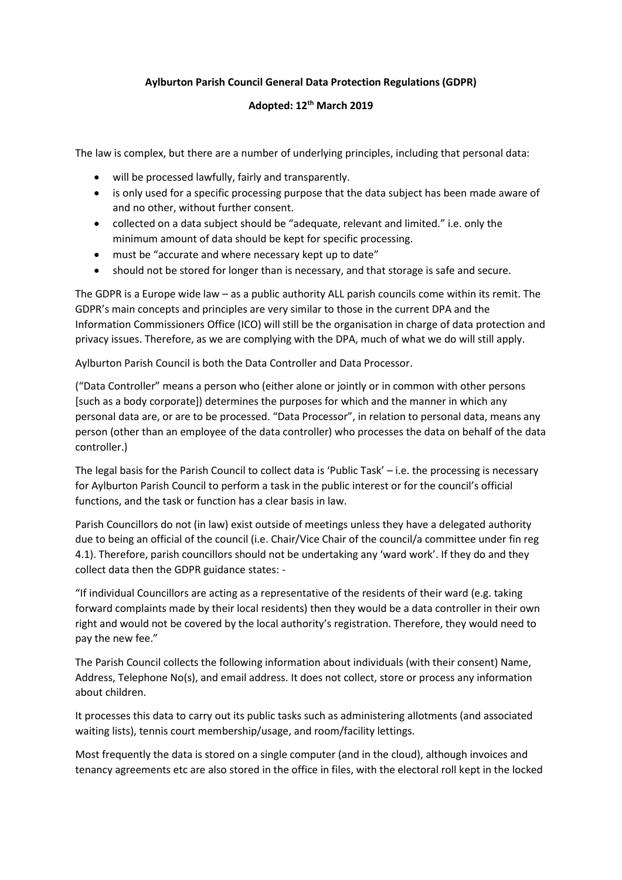**Aylburton Parish Council General Data Protection Regulations (GDPR)**

**Adopted: 12th March 2019**

The law is complex, but there are a number of underlying principles, including that personal data:

- will be processed lawfully, fairly and transparently.
- is only used for a specific processing purpose that the data subject has been made aware of and no other, without further consent.
- collected on a data subject should be "adequate, relevant and limited." i.e. only the minimum amount of data should be kept for specific processing.
- must be "accurate and where necessary kept up to date"
- should not be stored for longer than is necessary, and that storage is safe and secure.

The GDPR is a Europe wide law – as a public authority ALL parish councils come within its remit. The GDPR's main concepts and principles are very similar to those in the current DPA and the Information Commissioners Office (ICO) will still be the organisation in charge of data protection and privacy issues. Therefore, as we are complying with the DPA, much of what we do will still apply.

Aylburton Parish Council is both the Data Controller and Data Processor.

("Data Controller" means a person who (either alone or jointly or in common with other persons [such as a body corporate]) determines the purposes for which and the manner in which any personal data are, or are to be processed. "Data Processor", in relation to personal data, means any person (other than an employee of the data controller) who processes the data on behalf of the data controller.)

The legal basis for the Parish Council to collect data is 'Public Task' – i.e. the processing is necessary for Aylburton Parish Council to perform a task in the public interest or for the council's official functions, and the task or function has a clear basis in law.

Parish Councillors do not (in law) exist outside of meetings unless they have a delegated authority due to being an official of the council (i.e. Chair/Vice Chair of the council/a committee under fin reg 4.1). Therefore, parish councillors should not be undertaking any 'ward work'. If they do and they collect data then the GDPR guidance states: -

"If individual Councillors are acting as a representative of the residents of their ward (e.g. taking forward complaints made by their local residents) then they would be a data controller in their own right and would not be covered by the local authority's registration. Therefore, they would need to pay the new fee."

The Parish Council collects the following information about individuals (with their consent) Name, Address, Telephone No(s), and email address. It does not collect, store or process any information about children.

It processes this data to carry out its public tasks such as administering allotments (and associated waiting lists), tennis court membership/usage, and room/facility lettings.

Most frequently the data is stored on a single computer (and in the cloud), although invoices and tenancy agreements etc are also stored in the office in files, with the electoral roll kept in the locked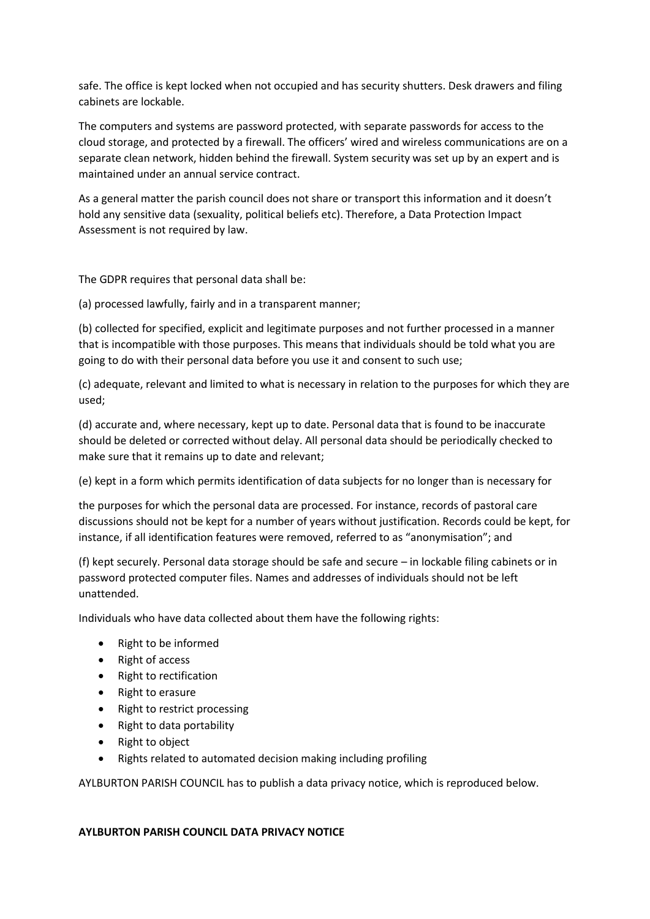safe. The office is kept locked when not occupied and has security shutters. Desk drawers and filing cabinets are lockable.

The computers and systems are password protected, with separate passwords for access to the cloud storage, and protected by a firewall. The officers' wired and wireless communications are on a separate clean network, hidden behind the firewall. System security was set up by an expert and is maintained under an annual service contract.

As a general matter the parish council does not share or transport this information and it doesn't hold any sensitive data (sexuality, political beliefs etc). Therefore, a Data Protection Impact Assessment is not required by law.

The GDPR requires that personal data shall be:

(a) processed lawfully, fairly and in a transparent manner;

(b) collected for specified, explicit and legitimate purposes and not further processed in a manner that is incompatible with those purposes. This means that individuals should be told what you are going to do with their personal data before you use it and consent to such use;

(c) adequate, relevant and limited to what is necessary in relation to the purposes for which they are used;

(d) accurate and, where necessary, kept up to date. Personal data that is found to be inaccurate should be deleted or corrected without delay. All personal data should be periodically checked to make sure that it remains up to date and relevant;

(e) kept in a form which permits identification of data subjects for no longer than is necessary for the purposes for which the personal data are processed. For instance, records of pastoral care discussions should not be kept for a number of years without justification. Records could be kept, for instance, if all identification features were removed, referred to as "anonymisation"; and

(f) kept securely. Personal data storage should be safe and secure – in lockable filing cabinets or in password protected computer files. Names and addresses of individuals should not be left unattended.

Individuals who have data collected about them have the following rights:

- Right to be informed
- Right of access
- Right to rectification
- Right to erasure
- Right to restrict processing
- Right to data portability
- Right to object
- Rights related to automated decision making including profiling

AYLBURTON PARISH COUNCIL has to publish a data privacy notice, which is reproduced below.

**AYLBURTON PARISH COUNCIL DATA PRIVACY NOTICE**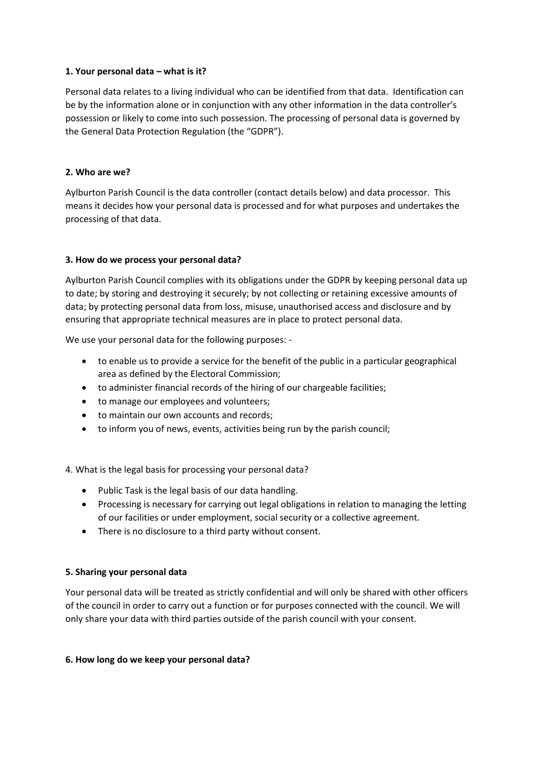**1. Your personal data – what is it?**

Personal data relates to a living individual who can be identified from that data. Identification can be by the information alone or in conjunction with any other information in the data controller's possession or likely to come into such possession. The processing of personal data is governed by the General Data Protection Regulation (the "GDPR").

**2. Who are we?**

Aylburton Parish Council is the data controller (contact details below) and data processor. This means it decides how your personal data is processed and for what purposes and undertakes the processing of that data.

**3. How do we process your personal data?**

Aylburton Parish Council complies with its obligations under the GDPR by keeping personal data up to date; by storing and destroying it securely; by not collecting or retaining excessive amounts of data; by protecting personal data from loss, misuse, unauthorised access and disclosure and by ensuring that appropriate technical measures are in place to protect personal data.

We use your personal data for the following purposes: -

- to enable us to provide a service for the benefit of the public in a particular geographical area as defined by the Electoral Commission;
- to administer financial records of the hiring of our chargeable facilities;
- to manage our employees and volunteers;
- to maintain our own accounts and records;
- to inform you of news, events, activities being run by the parish council;

4. What is the legal basis for processing your personal data?

- Public Task is the legal basis of our data handling.
- Processing is necessary for carrying out legal obligations in relation to managing the letting of our facilities or under employment, social security or a collective agreement.
- There is no disclosure to a third party without consent.

**5. Sharing your personal data**

Your personal data will be treated as strictly confidential and will only be shared with other officers of the council in order to carry out a function or for purposes connected with the council. We will only share your data with third parties outside of the parish council with your consent.

**6. How long do we keep your personal data?**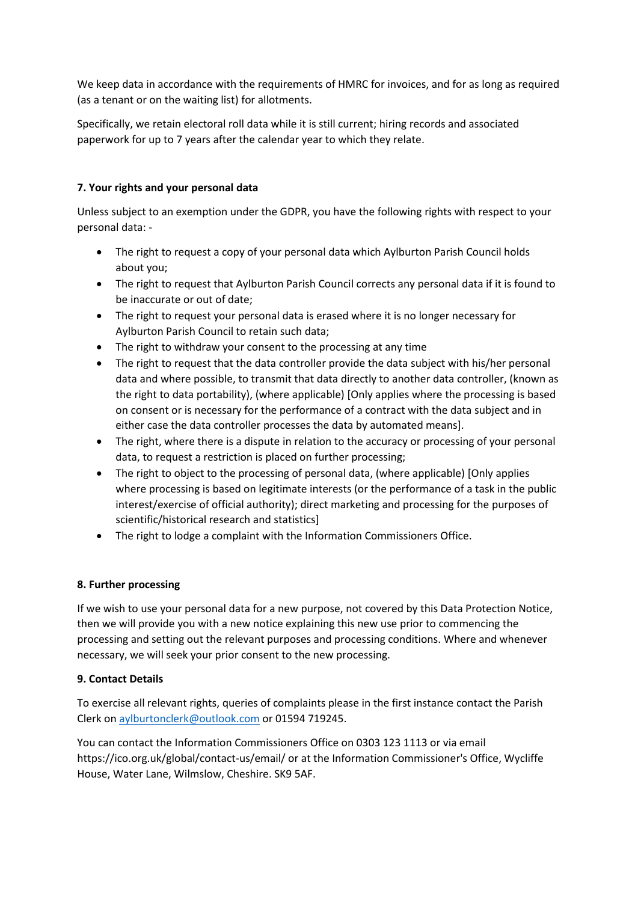We keep data in accordance with the requirements of HMRC for invoices, and for as long as required (as a tenant or on the waiting list) for allotments.

Specifically, we retain electoral roll data while it is still current; hiring records and associated paperwork for up to 7 years after the calendar year to which they relate.

**7. Your rights and your personal data**

Unless subject to an exemption under the GDPR, you have the following rights with respect to your personal data: -

- The right to request a copy of your personal data which Aylburton Parish Council holds about you;
- The right to request that Aylburton Parish Council corrects any personal data if it is found to be inaccurate or out of date;
- The right to request your personal data is erased where it is no longer necessary for Aylburton Parish Council to retain such data;
- The right to withdraw your consent to the processing at any time
- The right to request that the data controller provide the data subject with his/her personal data and where possible, to transmit that data directly to another data controller, (known as the right to data portability), (where applicable) [Only applies where the processing is based on consent or is necessary for the performance of a contract with the data subject and in either case the data controller processes the data by automated means].
- The right, where there is a dispute in relation to the accuracy or processing of your personal data, to request a restriction is placed on further processing;
- The right to object to the processing of personal data, (where applicable) [Only applies where processing is based on legitimate interests (or the performance of a task in the public interest/exercise of official authority); direct marketing and processing for the purposes of scientific/historical research and statistics]
- The right to lodge a complaint with the Information Commissioners Office.

**8. Further processing**

If we wish to use your personal data for a new purpose, not covered by this Data Protection Notice, then we will provide you with a new notice explaining this new use prior to commencing the processing and setting out the relevant purposes and processing conditions. Where and whenever necessary, we will seek your prior consent to the new processing.

**9. Contact Details**

To exercise all relevant rights, queries of complaints please in the first instance contact the Parish Clerk on aylburtonclerk@outlook.com or 01594 719245.

You can contact the Information Commissioners Office on 0303 123 1113 or via email https://ico.org.uk/global/contact-us/email/ or at the Information Commissioner's Office, Wycliffe House, Water Lane, Wilmslow, Cheshire. SK9 5AF.